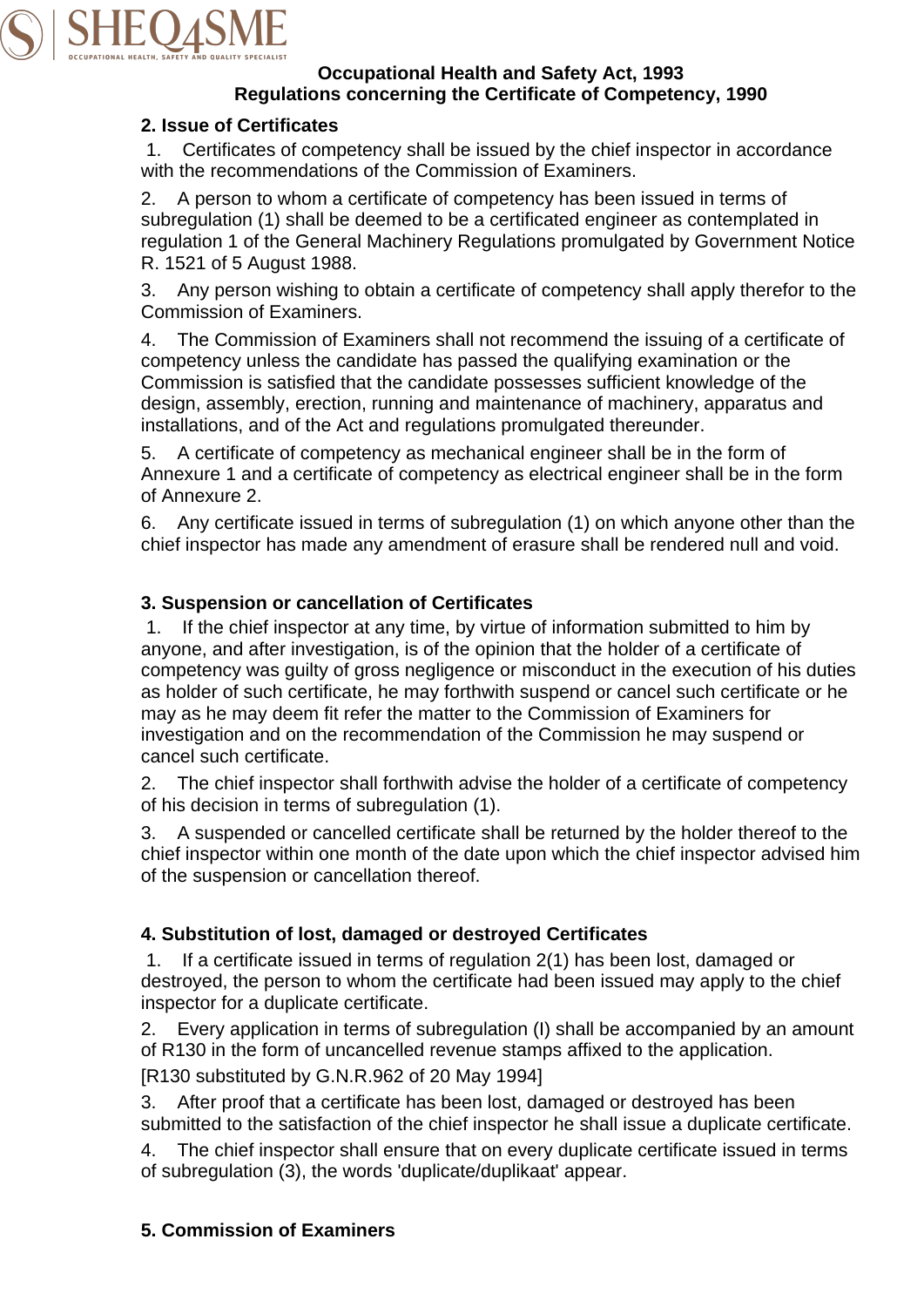**Occupational Health and Safety Act, 1993**
**Regulations concerning the Certificate of Competency, 1990**

## 2. Issue of Certificates

1. Certificates of competency shall be issued by the chief inspector in accordance with the recommendations of the Commission of Examiners.

2. A person to whom a certificate of competency has been issued in terms of subregulation (1) shall be deemed to be a certificated engineer as contemplated in regulation 1 of the General Machinery Regulations promulgated by Government Notice R. 1521 of 5 August 1988.

3. Any person wishing to obtain a certificate of competency shall apply therefor to the Commission of Examiners.

4. The Commission of Examiners shall not recommend the issuing of a certificate of competency unless the candidate has passed the qualifying examination or the Commission is satisfied that the candidate possesses sufficient knowledge of the design, assembly, erection, running and maintenance of machinery, apparatus and installations, and of the Act and regulations promulgated thereunder.

5. A certificate of competency as mechanical engineer shall be in the form of Annexure 1 and a certificate of competency as electrical engineer shall be in the form of Annexure 2.

6. Any certificate issued in terms of subregulation (1) on which anyone other than the chief inspector has made any amendment of erasure shall be rendered null and void.

## 3. Suspension or cancellation of Certificates

1. If the chief inspector at any time, by virtue of information submitted to him by anyone, and after investigation, is of the opinion that the holder of a certificate of competency was guilty of gross negligence or misconduct in the execution of his duties as holder of such certificate, he may forthwith suspend or cancel such certificate or he may as he may deem fit refer the matter to the Commission of Examiners for investigation and on the recommendation of the Commission he may suspend or cancel such certificate.

2. The chief inspector shall forthwith advise the holder of a certificate of competency of his decision in terms of subregulation (1).

3. A suspended or cancelled certificate shall be returned by the holder thereof to the chief inspector within one month of the date upon which the chief inspector advised him of the suspension or cancellation thereof.

## 4. Substitution of lost, damaged or destroyed Certificates

1. If a certificate issued in terms of regulation 2(1) has been lost, damaged or destroyed, the person to whom the certificate had been issued may apply to the chief inspector for a duplicate certificate.

2. Every application in terms of subregulation (I) shall be accompanied by an amount of R130 in the form of uncancelled revenue stamps affixed to the application.

   [R130 substituted by G.N.R.962 of 20 May 1994]

3. After proof that a certificate has been lost, damaged or destroyed has been submitted to the satisfaction of the chief inspector he shall issue a duplicate certificate.

4. The chief inspector shall ensure that on every duplicate certificate issued in terms of subregulation (3), the words 'duplicate/duplikaat' appear.

## 5. Commission of Examiners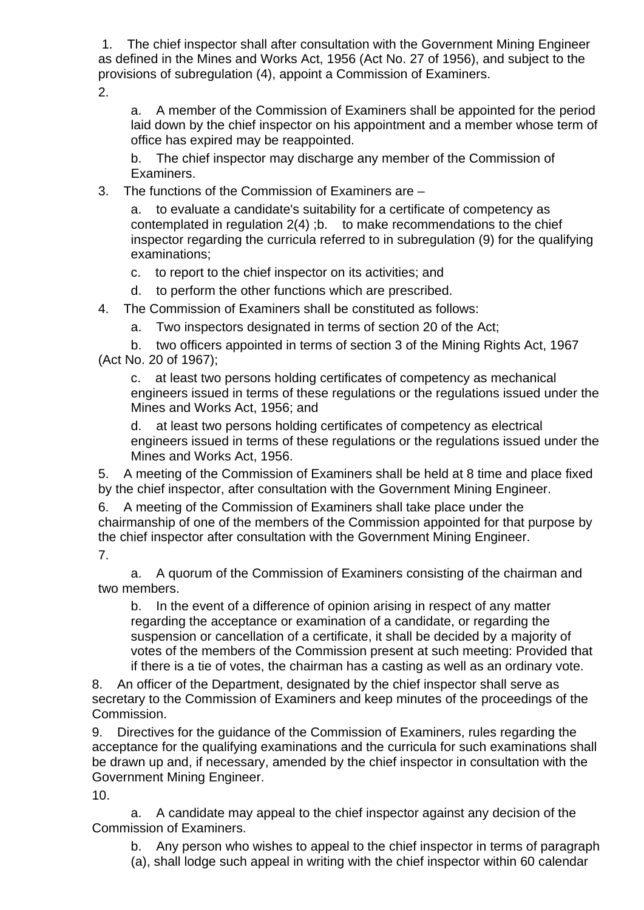1. The chief inspector shall after consultation with the Government Mining Engineer as defined in the Mines and Works Act, 1956 (Act No. 27 of 1956), and subject to the provisions of subregulation (4), appoint a Commission of Examiners.
2.
   a. A member of the Commission of Examiners shall be appointed for the period laid down by the chief inspector on his appointment and a member whose term of office has expired may be reappointed.
   b. The chief inspector may discharge any member of the Commission of Examiners.
3. The functions of the Commission of Examiners are –
   a. to evaluate a candidate's suitability for a certificate of competency as contemplated in regulation 2(4) ;b. to make recommendations to the chief inspector regarding the curricula referred to in subregulation (9) for the qualifying examinations;
   c. to report to the chief inspector on its activities; and
   d. to perform the other functions which are prescribed.
4. The Commission of Examiners shall be constituted as follows:
   a. Two inspectors designated in terms of section 20 of the Act;
   b. two officers appointed in terms of section 3 of the Mining Rights Act, 1967 (Act No. 20 of 1967);
   c. at least two persons holding certificates of competency as mechanical engineers issued in terms of these regulations or the regulations issued under the Mines and Works Act, 1956; and
   d. at least two persons holding certificates of competency as electrical engineers issued in terms of these regulations or the regulations issued under the Mines and Works Act, 1956.
5. A meeting of the Commission of Examiners shall be held at 8 time and place fixed by the chief inspector, after consultation with the Government Mining Engineer.
6. A meeting of the Commission of Examiners shall take place under the chairmanship of one of the members of the Commission appointed for that purpose by the chief inspector after consultation with the Government Mining Engineer.
7.
   a. A quorum of the Commission of Examiners consisting of the chairman and two members.
   b. In the event of a difference of opinion arising in respect of any matter regarding the acceptance or examination of a candidate, or regarding the suspension or cancellation of a certificate, it shall be decided by a majority of votes of the members of the Commission present at such meeting: Provided that if there is a tie of votes, the chairman has a casting as well as an ordinary vote.
8. An officer of the Department, designated by the chief inspector shall serve as secretary to the Commission of Examiners and keep minutes of the proceedings of the Commission.
9. Directives for the guidance of the Commission of Examiners, rules regarding the acceptance for the qualifying examinations and the curricula for such examinations shall be drawn up and, if necessary, amended by the chief inspector in consultation with the Government Mining Engineer.
10.
    a. A candidate may appeal to the chief inspector against any decision of the Commission of Examiners.
    b. Any person who wishes to appeal to the chief inspector in terms of paragraph (a), shall lodge such appeal in writing with the chief inspector within 60 calendar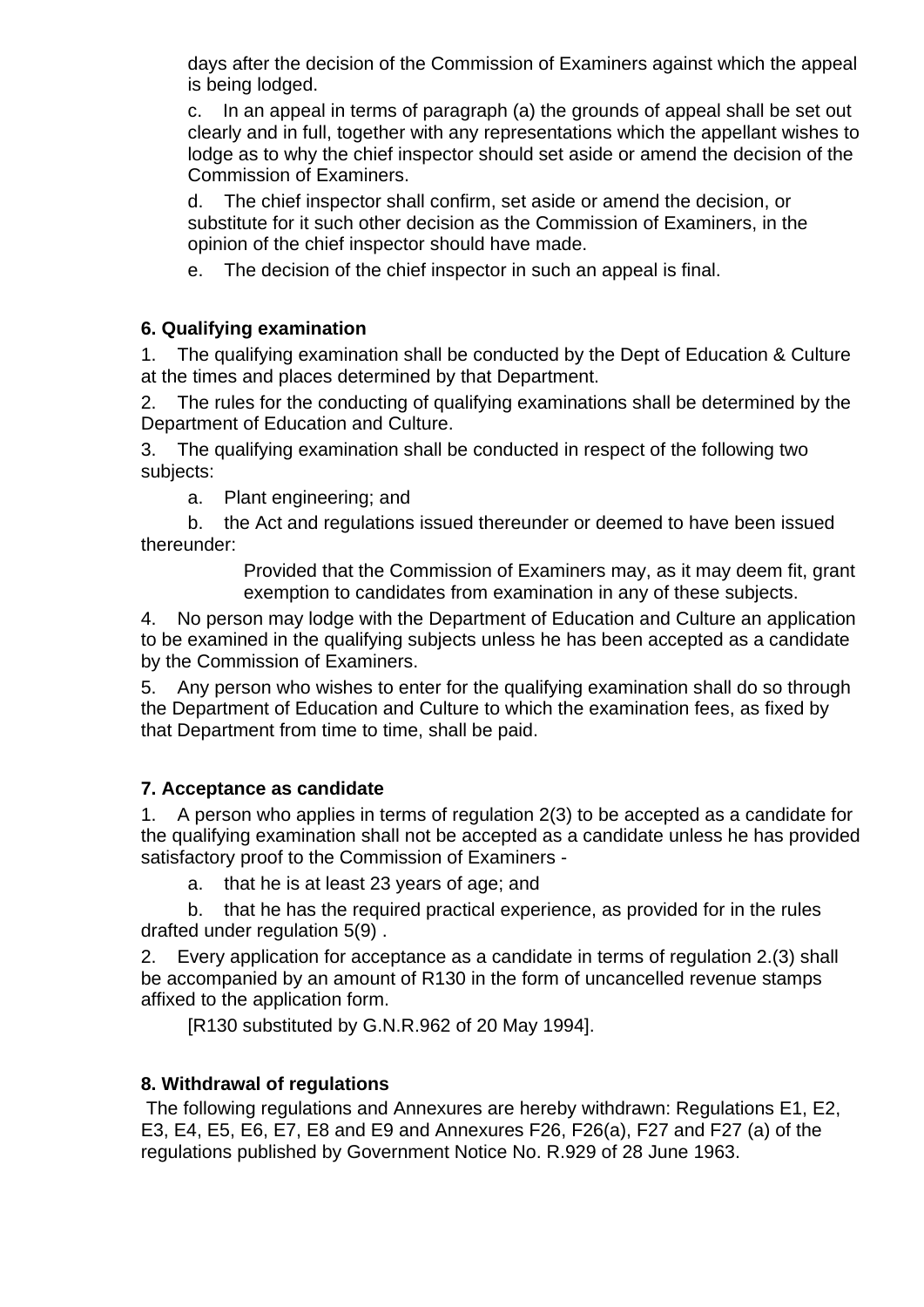days after the decision of the Commission of Examiners against which the appeal is being lodged.

c. In an appeal in terms of paragraph (a) the grounds of appeal shall be set out clearly and in full, together with any representations which the appellant wishes to lodge as to why the chief inspector should set aside or amend the decision of the Commission of Examiners.

d. The chief inspector shall confirm, set aside or amend the decision, or substitute for it such other decision as the Commission of Examiners, in the opinion of the chief inspector should have made.

e. The decision of the chief inspector in such an appeal is final.

**6. Qualifying examination**

1. The qualifying examination shall be conducted by the Dept of Education & Culture at the times and places determined by that Department.

2. The rules for the conducting of qualifying examinations shall be determined by the Department of Education and Culture.

3. The qualifying examination shall be conducted in respect of the following two subjects:

a. Plant engineering; and

b. the Act and regulations issued thereunder or deemed to have been issued thereunder:

Provided that the Commission of Examiners may, as it may deem fit, grant exemption to candidates from examination in any of these subjects.

4. No person may lodge with the Department of Education and Culture an application to be examined in the qualifying subjects unless he has been accepted as a candidate by the Commission of Examiners.

5. Any person who wishes to enter for the qualifying examination shall do so through the Department of Education and Culture to which the examination fees, as fixed by that Department from time to time, shall be paid.

**7. Acceptance as candidate**

1. A person who applies in terms of regulation 2(3) to be accepted as a candidate for the qualifying examination shall not be accepted as a candidate unless he has provided satisfactory proof to the Commission of Examiners -

a. that he is at least 23 years of age; and

b. that he has the required practical experience, as provided for in the rules drafted under regulation 5(9) .

2. Every application for acceptance as a candidate in terms of regulation 2.(3) shall be accompanied by an amount of R130 in the form of uncancelled revenue stamps affixed to the application form.

[R130 substituted by G.N.R.962 of 20 May 1994].

**8. Withdrawal of regulations**

The following regulations and Annexures are hereby withdrawn: Regulations E1, E2, E3, E4, E5, E6, E7, E8 and E9 and Annexures F26, F26(a), F27 and F27 (a) of the regulations published by Government Notice No. R.929 of 28 June 1963.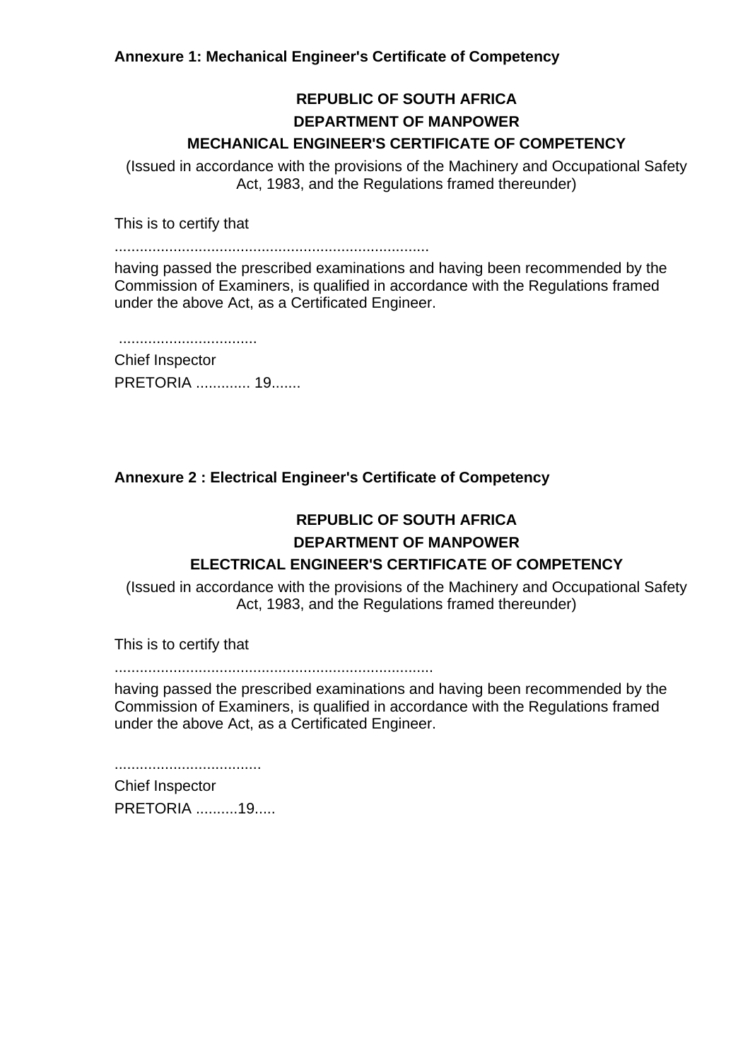**Annexure 1: Mechanical Engineer's Certificate of Competency**

**REPUBLIC OF SOUTH AFRICA**

**DEPARTMENT OF MANPOWER**

**MECHANICAL ENGINEER'S CERTIFICATE OF COMPETENCY**

(Issued in accordance with the provisions of the Machinery and Occupational Safety Act, 1983, and the Regulations framed thereunder)

This is to certify that

..........................................................................

having passed the prescribed examinations and having been recommended by the Commission of Examiners, is qualified in accordance with the Regulations framed under the above Act, as a Certificated Engineer.

.................................

Chief Inspector

PRETORIA ............. 19.......

**Annexure 2 : Electrical Engineer's Certificate of Competency**

**REPUBLIC OF SOUTH AFRICA**

**DEPARTMENT OF MANPOWER**

**ELECTRICAL ENGINEER'S CERTIFICATE OF COMPETENCY**

(Issued in accordance with the provisions of the Machinery and Occupational Safety Act, 1983, and the Regulations framed thereunder)

This is to certify that

...........................................................................

having passed the prescribed examinations and having been recommended by the Commission of Examiners, is qualified in accordance with the Regulations framed under the above Act, as a Certificated Engineer.

...................................

Chief Inspector

PRETORIA ..........19.....